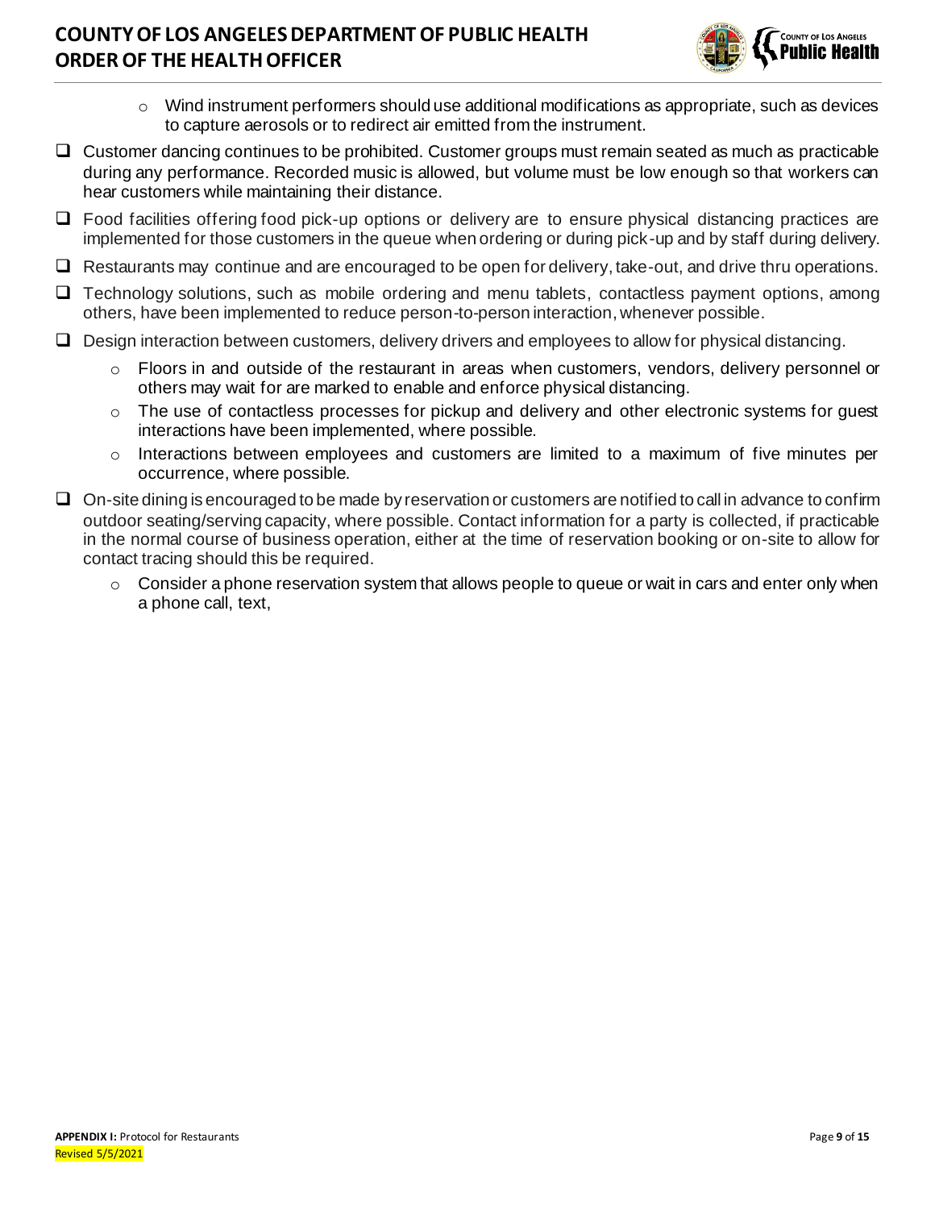- Wind instrument performers should use additional modifications as appropriate, such as devices to capture aerosols or to redirect air emitted from the instrument.

- ❑ Customer dancing continues to be prohibited. Customer groups must remain seated as much as practicable during any performance. Recorded music is allowed, but volume must be low enough so that workers can hear customers while maintaining their distance.
- ❑ Food facilities offering food pick-up options or delivery are to ensure physical distancing practices are implemented for those customers in the queue when ordering or during pick-up and by staff during delivery.
- ❑ Restaurants may continue and are encouraged to be open for delivery, take-out, and drive thru operations.
- ❑ Technology solutions, such as mobile ordering and menu tablets, contactless payment options, among others, have been implemented to reduce person-to-person interaction, whenever possible.
- ❑ Design interaction between customers, delivery drivers and employees to allow for physical distancing.
  - Floors in and outside of the restaurant in areas when customers, vendors, delivery personnel or others may wait for are marked to enable and enforce physical distancing.
  - The use of contactless processes for pickup and delivery and other electronic systems for guest interactions have been implemented, where possible.
  - Interactions between employees and customers are limited to a maximum of five minutes per occurrence, where possible.
- ❑ On-site dining is encouraged to be made by reservation or customers are notified to call in advance to confirm outdoor seating/serving capacity, where possible. Contact information for a party is collected, if practicable in the normal course of business operation, either at the time of reservation booking or on-site to allow for contact tracing should this be required.
  - Consider a phone reservation system that allows people to queue or wait in cars and enter only when a phone call, text,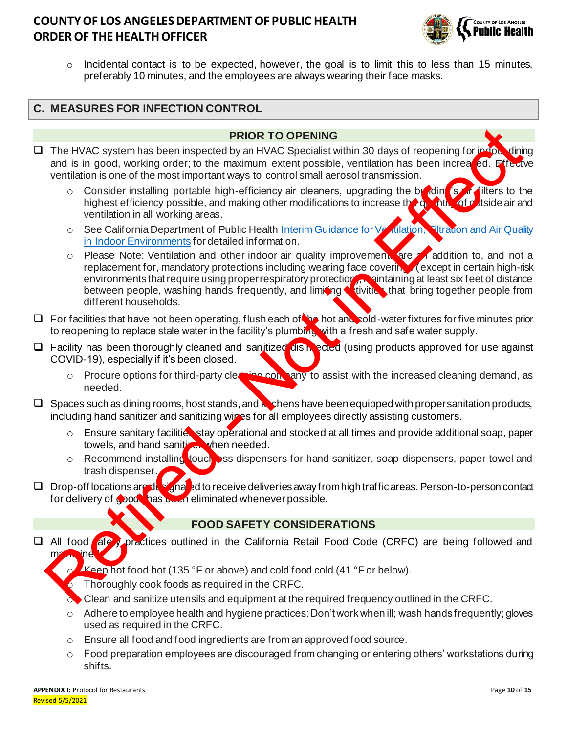- Incidental contact is to be expected, however, the goal is to limit this to less than 15 minutes, preferably 10 minutes, and the employees are always wearing their face masks.

## C. MEASURES FOR INFECTION CONTROL

### PRIOR TO OPENING

- ❑ The HVAC system has been inspected by an HVAC Specialist within 30 days of reopening for indoor dining and is in good, working order; to the maximum extent possible, ventilation has been increased. Effective ventilation is one of the most important ways to control small aerosol transmission.
  - Consider installing portable high-efficiency air cleaners, upgrading the building's air filters to the highest efficiency possible, and making other modifications to increase the quantity of outside air and ventilation in all working areas.
  - See California Department of Public Health [Interim Guidance for Ventilation, Filtration and Air Quality in Indoor Environments](#) for detailed information.
  - Please Note: Ventilation and other indoor air quality improvements are an addition to, and not a replacement for, mandatory protections including wearing face coverings (except in certain high-risk environments that require using proper respiratory protection), maintaining at least six feet of distance between people, washing hands frequently, and limiting activities that bring together people from different households.
- ❑ For facilities that have not been operating, flush each of the hot and cold-water fixtures for five minutes prior to reopening to replace stale water in the facility's plumbing with a fresh and safe water supply.
- ❑ Facility has been thoroughly cleaned and sanitized/disinfected (using products approved for use against COVID-19), especially if it's been closed.
  - Procure options for third-party cleaning company to assist with the increased cleaning demand, as needed.
- ❑ Spaces such as dining rooms, host stands, and kitchens have been equipped with proper sanitation products, including hand sanitizer and sanitizing wipes for all employees directly assisting customers.
  - Ensure sanitary facilities stay operational and stocked at all times and provide additional soap, paper towels, and hand sanitizer when needed.
  - Recommend installing touchless dispensers for hand sanitizer, soap dispensers, paper towel and trash dispenser.
- ❑ Drop-off locations are designated to receive deliveries away from high traffic areas. Person-to-person contact for delivery of goods has been eliminated whenever possible.

### FOOD SAFETY CONSIDERATIONS

- ❑ All food safety practices outlined in the California Retail Food Code (CRFC) are being followed and maintained.
  - Keep hot food hot (135 °F or above) and cold food cold (41 °F or below).
  - Thoroughly cook foods as required in the CRFC.
  - Clean and sanitize utensils and equipment at the required frequency outlined in the CRFC.
  - Adhere to employee health and hygiene practices: Don't work when ill; wash hands frequently; gloves used as required in the CRFC.
  - Ensure all food and food ingredients are from an approved food source.
  - Food preparation employees are discouraged from changing or entering others' workstations during shifts.

APPENDIX I: Protocol for Restaurants
Revised 5/5/2021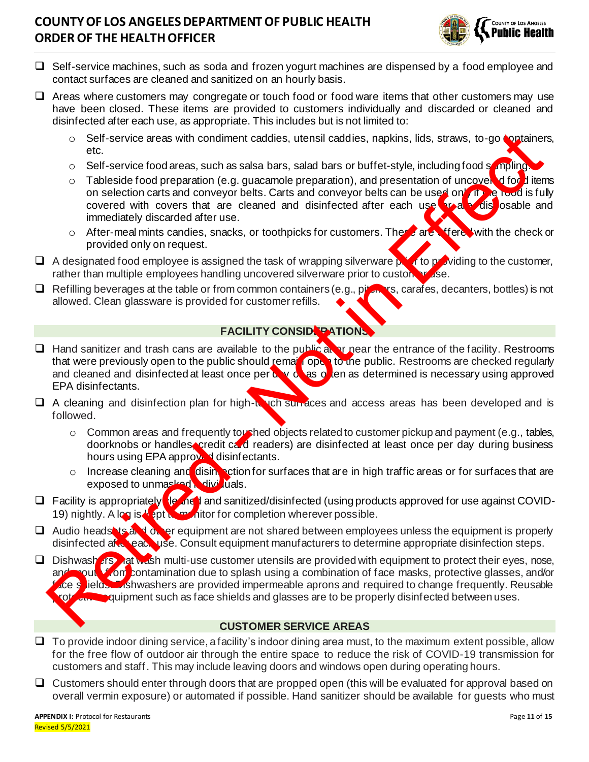- ❑ Self-service machines, such as soda and frozen yogurt machines are dispensed by a food employee and contact surfaces are cleaned and sanitized on an hourly basis.
- ❑ Areas where customers may congregate or touch food or food ware items that other customers may use have been closed. These items are provided to customers individually and discarded or cleaned and disinfected after each use, as appropriate. This includes but is not limited to:
  - Self-service areas with condiment caddies, utensil caddies, napkins, lids, straws, to-go containers, etc.
  - Self-service food areas, such as salsa bars, salad bars or buffet-style, including food sampling.
  - Tableside food preparation (e.g. guacamole preparation), and presentation of uncovered food items on selection carts and conveyor belts. Carts and conveyor belts can be used only if the food is fully covered with covers that are cleaned and disinfected after each use or are disposable and immediately discarded after use.
  - After-meal mints candies, snacks, or toothpicks for customers. These are offered with the check or provided only on request.
- ❑ A designated food employee is assigned the task of wrapping silverware prior to providing to the customer, rather than multiple employees handling uncovered silverware prior to customer use.
- ❑ Refilling beverages at the table or from common containers (e.g., pitchers, carafes, decanters, bottles) is not allowed. Clean glassware is provided for customer refills.

## FACILITY CONSIDERATIONS

- ❑ Hand sanitizer and trash cans are available to the public at or near the entrance of the facility. Restrooms that were previously open to the public should remain open to the public. Restrooms are checked regularly and cleaned and disinfected at least once per day or as often as determined is necessary using approved EPA disinfectants.
- ❑ A cleaning and disinfection plan for high-touch surfaces and access areas has been developed and is followed.
  - Common areas and frequently touched objects related to customer pickup and payment (e.g., tables, doorknobs or handles, credit card readers) are disinfected at least once per day during business hours using EPA approved disinfectants.
  - Increase cleaning and disinfection for surfaces that are in high traffic areas or for surfaces that are exposed to unmasked individuals.
- ❑ Facility is appropriately cleaned and sanitized/disinfected (using products approved for use against COVID-19) nightly. A log is kept to monitor for completion wherever possible.
- ❑ Audio headsets and other equipment are not shared between employees unless the equipment is properly disinfected after each use. Consult equipment manufacturers to determine appropriate disinfection steps.
- ❑ Dishwashers that wash multi-use customer utensils are provided with equipment to protect their eyes, nose, and mouth from contamination due to splash using a combination of face masks, protective glasses, and/or face shields. Dishwashers are provided impermeable aprons and required to change frequently. Reusable protective equipment such as face shields and glasses are to be properly disinfected between uses.

## CUSTOMER SERVICE AREAS

- ❑ To provide indoor dining service, a facility's indoor dining area must, to the maximum extent possible, allow for the free flow of outdoor air through the entire space to reduce the risk of COVID-19 transmission for customers and staff. This may include leaving doors and windows open during operating hours.
- ❑ Customers should enter through doors that are propped open (this will be evaluated for approval based on overall vermin exposure) or automated if possible. Hand sanitizer should be available for guests who must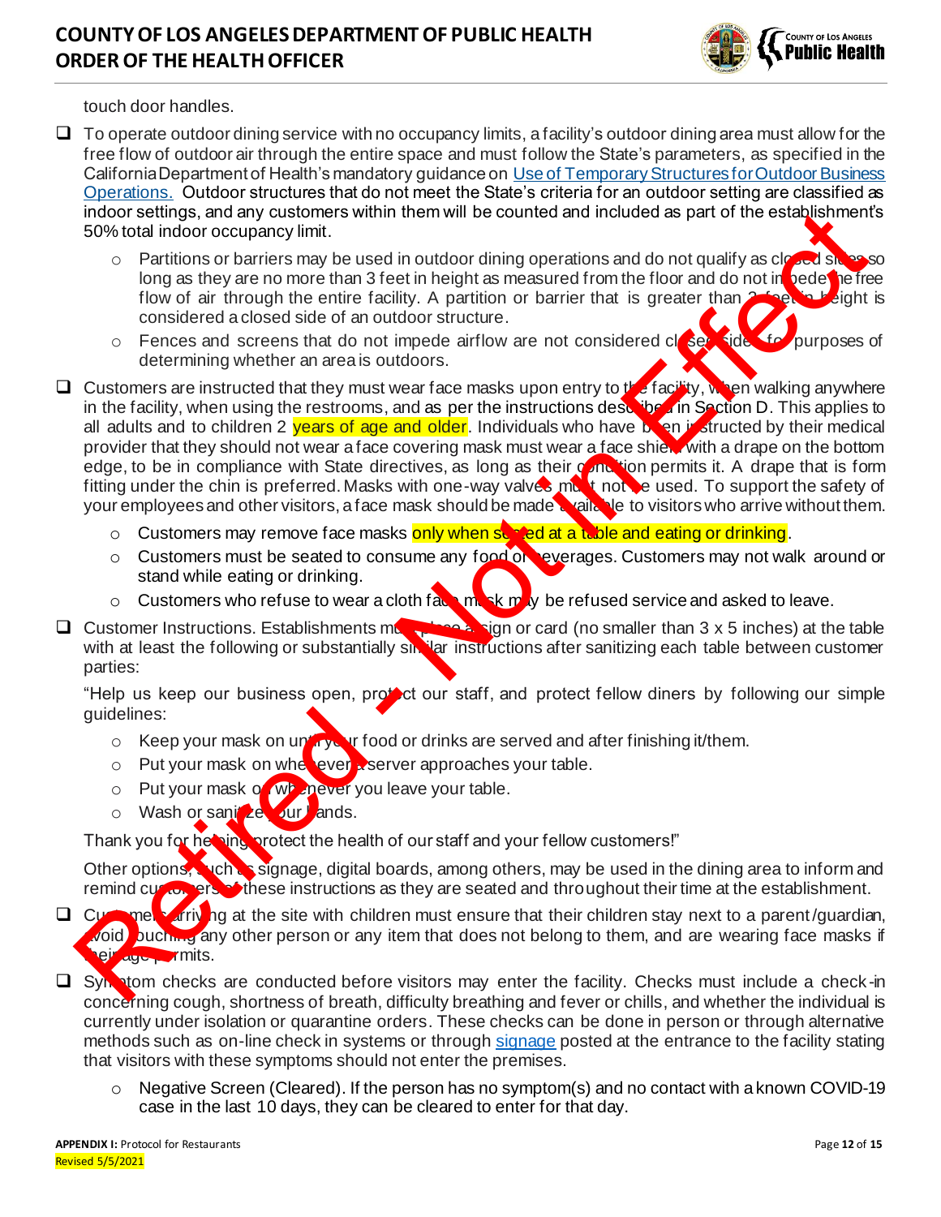touch door handles.

- ☐ To operate outdoor dining service with no occupancy limits, a facility's outdoor dining area must allow for the free flow of outdoor air through the entire space and must follow the State's parameters, as specified in the California Department of Health's mandatory guidance on [Use of Temporary Structures for Outdoor Business Operations.](#) Outdoor structures that do not meet the State's criteria for an outdoor setting are classified as indoor settings, and any customers within them will be counted and included as part of the establishment's 50% total indoor occupancy limit.
  - Partitions or barriers may be used in outdoor dining operations and do not qualify as closed sides so long as they are no more than 3 feet in height as measured from the floor and do not impede the free flow of air through the entire facility. A partition or barrier that is greater than 3 feet in height is considered a closed side of an outdoor structure.
  - Fences and screens that do not impede airflow are not considered closed sides for purposes of determining whether an area is outdoors.
- ☐ Customers are instructed that they must wear face masks upon entry to the facility, when walking anywhere in the facility, when using the restrooms, and as per the instructions described in Section D. This applies to all adults and to children 2 years of age and older. Individuals who have been instructed by their medical provider that they should not wear a face covering mask must wear a face shield with a drape on the bottom edge, to be in compliance with State directives, as long as their condition permits it. A drape that is form fitting under the chin is preferred. Masks with one-way valves must not be used. To support the safety of your employees and other visitors, a face mask should be made available to visitors who arrive without them.
  - Customers may remove face masks only when seated at a table and eating or drinking.
  - Customers must be seated to consume any food or beverages. Customers may not walk around or stand while eating or drinking.
  - Customers who refuse to wear a cloth face mask may be refused service and asked to leave.
- ☐ Customer Instructions. Establishments must place a sign or card (no smaller than 3 x 5 inches) at the table with at least the following or substantially similar instructions after sanitizing each table between customer parties:

  "Help us keep our business open, protect our staff, and protect fellow diners by following our simple guidelines:

  - Keep your mask on until your food or drinks are served and after finishing it/them.
  - Put your mask on whenever a server approaches your table.
  - Put your mask on whenever you leave your table.
  - Wash or sanitize your hands.

  Thank you for helping protect the health of our staff and your fellow customers!"

  Other options, such as signage, digital boards, among others, may be used in the dining area to inform and remind customers of these instructions as they are seated and throughout their time at the establishment.
- ☐ Customers arriving at the site with children must ensure that their children stay next to a parent/guardian, avoid touching any other person or any item that does not belong to them, and are wearing face masks if their age permits.
- ☐ Symptom checks are conducted before visitors may enter the facility. Checks must include a check-in concerning cough, shortness of breath, difficulty breathing and fever or chills, and whether the individual is currently under isolation or quarantine orders. These checks can be done in person or through alternative methods such as on-line check in systems or through [signage](#) posted at the entrance to the facility stating that visitors with these symptoms should not enter the premises.
  - Negative Screen (Cleared). If the person has no symptom(s) and no contact with a known COVID-19 case in the last 10 days, they can be cleared to enter for that day.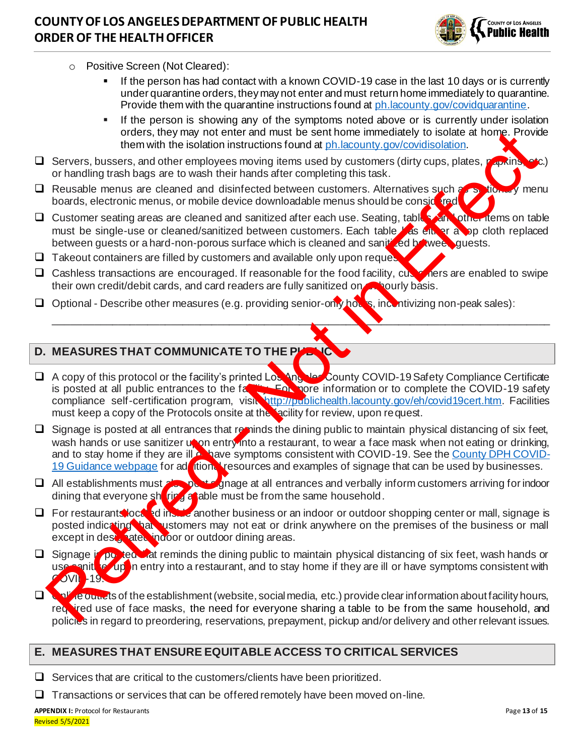- Positive Screen (Not Cleared):
  - If the person has had contact with a known COVID-19 case in the last 10 days or is currently under quarantine orders, they may not enter and must return home immediately to quarantine. Provide them with the quarantine instructions found at [ph.lacounty.gov/covidquarantine](ph.lacounty.gov/covidquarantine).
  - If the person is showing any of the symptoms noted above or is currently under isolation orders, they may not enter and must be sent home immediately to isolate at home. Provide them with the isolation instructions found at [ph.lacounty.gov/covidisolation](ph.lacounty.gov/covidisolation).

- ❑ Servers, bussers, and other employees moving items used by customers (dirty cups, plates, napkins, etc.) or handling trash bags are to wash their hands after completing this task.
- ❑ Reusable menus are cleaned and disinfected between customers. Alternatives such as stationary menu boards, electronic menus, or mobile device downloadable menus should be considered.
- ❑ Customer seating areas are cleaned and sanitized after each use. Seating, tables and other items on table must be single-use or cleaned/sanitized between customers. Each table has either a top cloth replaced between guests or a hard-non-porous surface which is cleaned and sanitized between guests.
- ❑ Takeout containers are filled by customers and available only upon request.
- ❑ Cashless transactions are encouraged. If reasonable for the food facility, customers are enabled to swipe their own credit/debit cards, and card readers are fully sanitized on an hourly basis.
- ❑ Optional - Describe other measures (e.g. providing senior-only hours, incentivizing non-peak sales):

______________________________________________________________________________

## D. MEASURES THAT COMMUNICATE TO THE PUBLIC

- ❑ A copy of this protocol or the facility's printed Los Angeles County COVID-19 Safety Compliance Certificate is posted at all public entrances to the facility. For more information or to complete the COVID-19 safety compliance self-certification program, visit [http://publichealth.lacounty.gov/eh/covid19cert.htm](http://publichealth.lacounty.gov/eh/covid19cert.htm). Facilities must keep a copy of the Protocols onsite at the facility for review, upon request.
- ❑ Signage is posted at all entrances that reminds the dining public to maintain physical distancing of six feet, wash hands or use sanitizer upon entry into a restaurant, to wear a face mask when not eating or drinking, and to stay home if they are ill or have symptoms consistent with COVID-19. See the County DPH COVID-19 Guidance webpage for additional resources and examples of signage that can be used by businesses.
- ❑ All establishments must also post signage at all entrances and verbally inform customers arriving for indoor dining that everyone sharing a table must be from the same household.
- ❑ For restaurants located inside another business or an indoor or outdoor shopping center or mall, signage is posted indicating that customers may not eat or drink anywhere on the premises of the business or mall except in designated indoor or outdoor dining areas.
- ❑ Signage is posted that reminds the dining public to maintain physical distancing of six feet, wash hands or use sanitizer upon entry into a restaurant, and to stay home if they are ill or have symptoms consistent with COVID-19.
- ❑ Online outlets of the establishment (website, social media, etc.) provide clear information about facility hours, required use of face masks, the need for everyone sharing a table to be from the same household, and policies in regard to preordering, reservations, prepayment, pickup and/or delivery and other relevant issues.

## E. MEASURES THAT ENSURE EQUITABLE ACCESS TO CRITICAL SERVICES

- ❑ Services that are critical to the customers/clients have been prioritized.
- ❑ Transactions or services that can be offered remotely have been moved on-line.

**APPENDIX I:** Protocol for Restaurants
Revised 5/5/2021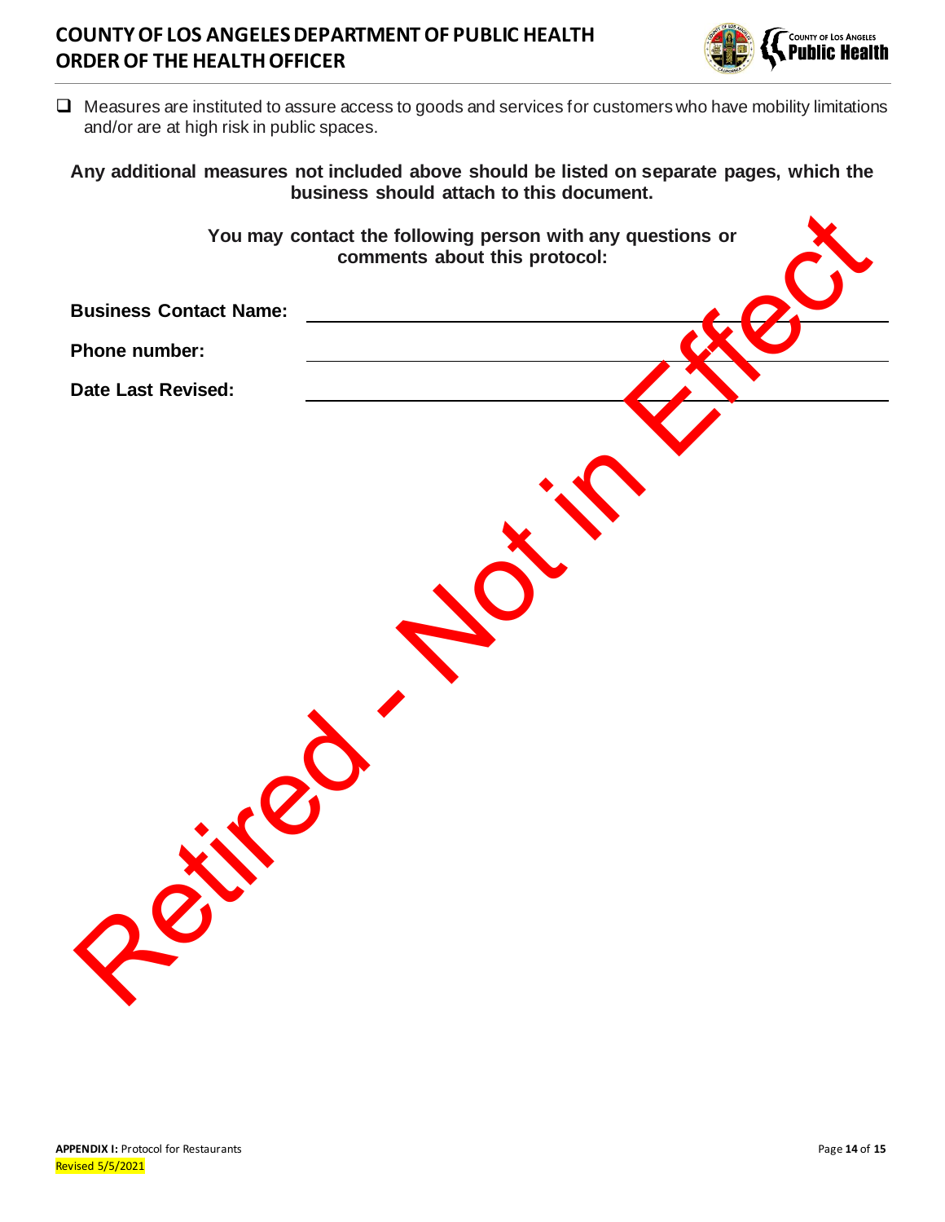- [ ] Measures are instituted to assure access to goods and services for customers who have mobility limitations and/or are at high risk in public spaces.

**Any additional measures not included above should be listed on separate pages, which the business should attach to this document.**

**You may contact the following person with any questions or comments about this protocol:**

**Business Contact Name:** ____________________

**Phone number:** ____________________

**Date Last Revised:** ____________________

Retired - Not in Effect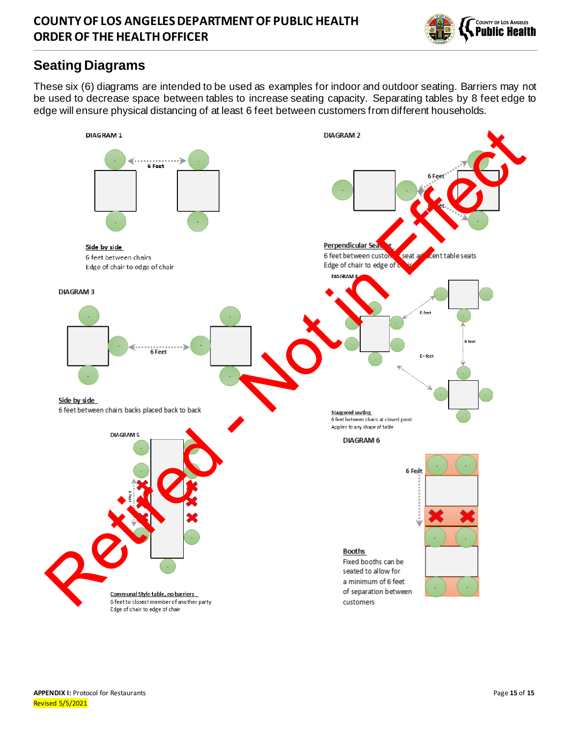COUNTY OF LOS ANGELES DEPARTMENT OF PUBLIC HEALTH
ORDER OF THE HEALTH OFFICER

## Seating Diagrams

These six (6) diagrams are intended to be used as examples for indoor and outdoor seating. Barriers may not be used to decrease space between tables to increase seating capacity. Separating tables by 8 feet edge to edge will ensure physical distancing of at least 6 feet between customers from different households.

Retired - Not in Effect

DIAGRAM 1

6 Feet

Side by side
6 feet between chairs
Edge of chair to edge of chair

DIAGRAM 2

6 Feet

6 Feet

Perpendicular Seating
6 feet between customer seat adjacent table seats
Edge of chair to edge of chair

DIAGRAM 3

6 Feet

Side by side
6 feet between chairs backs placed back to back

DIAGRAM 4

6 feet

6 feet

6+ feet

Staggered seating
6 feet between chairs at closest point
Applies to any shape of table

DIAGRAM 5

6 Feet

Communal Style table, no barriers
6 feet to closest member of another party
Edge of chair to edge of chair

DIAGRAM 6

6 Feet

Booths
Fixed booths can be seated to allow for a minimum of 6 feet of separation between customers

APPENDIX I: Protocol for Restaurants
Revised 5/5/2021